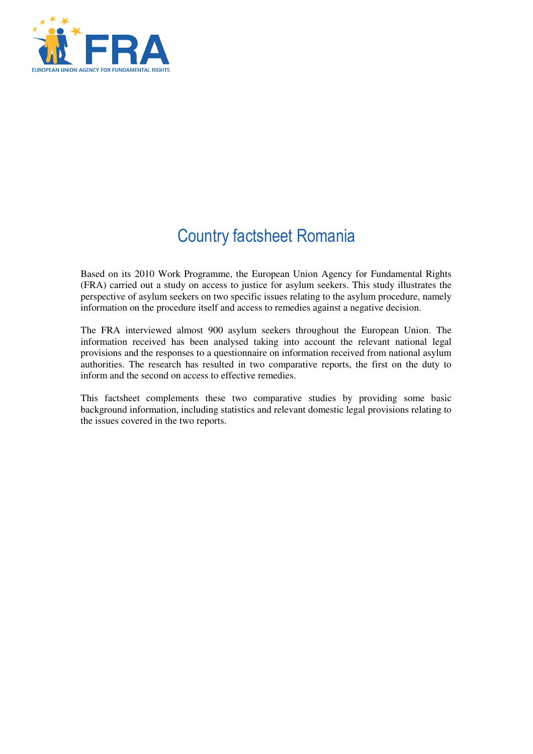# Country factsheet Romania

Based on its 2010 Work Programme, the European Union Agency for Fundamental Rights (FRA) carried out a study on access to justice for asylum seekers. This study illustrates the perspective of asylum seekers on two specific issues relating to the asylum procedure, namely information on the procedure itself and access to remedies against a negative decision.

The FRA interviewed almost 900 asylum seekers throughout the European Union. The information received has been analysed taking into account the relevant national legal provisions and the responses to a questionnaire on information received from national asylum authorities. The research has resulted in two comparative reports, the first on the duty to inform and the second on access to effective remedies.

This factsheet complements these two comparative studies by providing some basic background information, including statistics and relevant domestic legal provisions relating to the issues covered in the two reports.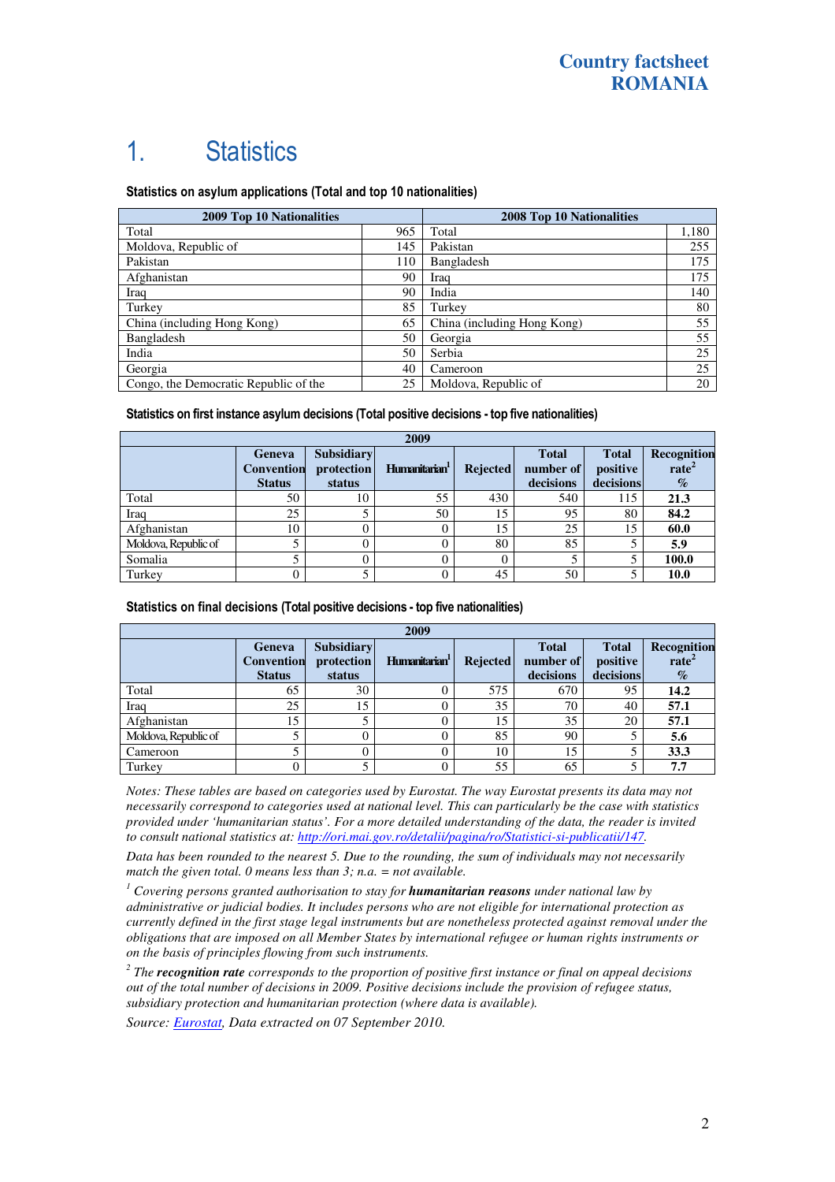# 1. Statistics

**Statistics on asylum applications (Total and top 10 nationalities)**

| 2009 Top 10 Nationalities | | 2008 Top 10 Nationalities | |
|---|---|---|---|
| Total | 965 | Total | 1,180 |
| Moldova, Republic of | 145 | Pakistan | 255 |
| Pakistan | 110 | Bangladesh | 175 |
| Afghanistan | 90 | Iraq | 175 |
| Iraq | 90 | India | 140 |
| Turkey | 85 | Turkey | 80 |
| China (including Hong Kong) | 65 | China (including Hong Kong) | 55 |
| Bangladesh | 50 | Georgia | 55 |
| India | 50 | Serbia | 25 |
| Georgia | 40 | Cameroon | 25 |
| Congo, the Democratic Republic of the | 25 | Moldova, Republic of | 20 |

**Statistics on first instance asylum decisions (Total positive decisions - top five nationalities)**

| 2009 | | | | | | | |
|---|---|---|---|---|---|---|---|
| | Geneva Convention Status | Subsidiary protection status | Humanitarian[1] | Rejected | Total number of decisions | Total positive decisions | Recognition rate[2] % |
| Total | 50 | 10 | 55 | 430 | 540 | 115 | **21.3** |
| Iraq | 25 | 5 | 50 | 15 | 95 | 80 | **84.2** |
| Afghanistan | 10 | 0 | 0 | 15 | 25 | 15 | **60.0** |
| Moldova, Republic of | 5 | 0 | 0 | 80 | 85 | 5 | **5.9** |
| Somalia | 5 | 0 | 0 | 0 | 5 | 5 | **100.0** |
| Turkey | 0 | 5 | 0 | 45 | 50 | 5 | **10.0** |

**Statistics on final decisions (Total positive decisions - top five nationalities)**

| 2009 | | | | | | | |
|---|---|---|---|---|---|---|---|
| | Geneva Convention Status | Subsidiary protection status | Humanitarian[1] | Rejected | Total number of decisions | Total positive decisions | Recognition rate[2] % |
| Total | 65 | 30 | 0 | 575 | 670 | 95 | **14.2** |
| Iraq | 25 | 15 | 0 | 35 | 70 | 40 | **57.1** |
| Afghanistan | 15 | 5 | 0 | 15 | 35 | 20 | **57.1** |
| Moldova, Republic of | 5 | 0 | 0 | 85 | 90 | 5 | **5.6** |
| Cameroon | 5 | 0 | 0 | 10 | 15 | 5 | **33.3** |
| Turkey | 0 | 5 | 0 | 55 | 65 | 5 | **7.7** |

*Notes: These tables are based on categories used by Eurostat. The way Eurostat presents its data may not necessarily correspond to categories used at national level. This can particularly be the case with statistics provided under 'humanitarian status'. For a more detailed understanding of the data, the reader is invited to consult national statistics at: http://ori.mai.gov.ro/detalii/pagina/ro/Statistici-si-publicatii/147.*

*Data has been rounded to the nearest 5. Due to the rounding, the sum of individuals may not necessarily match the given total. 0 means less than 3; n.a. = not available.*

*[1] Covering persons granted authorisation to stay for **humanitarian reasons** under national law by administrative or judicial bodies. It includes persons who are not eligible for international protection as currently defined in the first stage legal instruments but are nonetheless protected against removal under the obligations that are imposed on all Member States by international refugee or human rights instruments or on the basis of principles flowing from such instruments.*

*[2] The **recognition rate** corresponds to the proportion of positive first instance or final on appeal decisions out of the total number of decisions in 2009. Positive decisions include the provision of refugee status, subsidiary protection and humanitarian protection (where data is available).*

*Source: Eurostat, Data extracted on 07 September 2010.*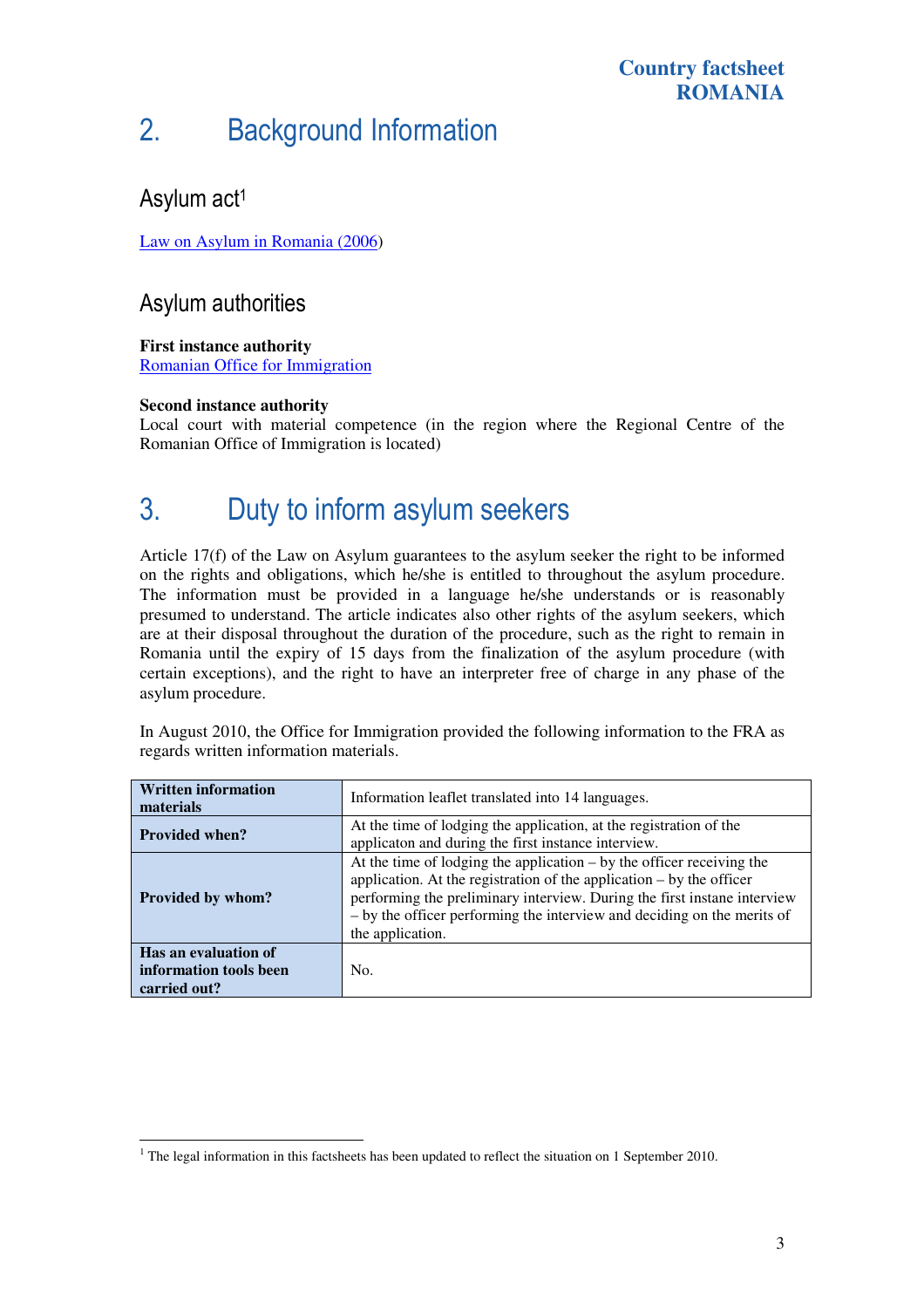# 2. Background Information

## Asylum act[1]

Law on Asylum in Romania (2006)

## Asylum authorities

**First instance authority**
Romanian Office for Immigration

**Second instance authority**
Local court with material competence (in the region where the Regional Centre of the Romanian Office of Immigration is located)

# 3. Duty to inform asylum seekers

Article 17(f) of the Law on Asylum guarantees to the asylum seeker the right to be informed on the rights and obligations, which he/she is entitled to throughout the asylum procedure. The information must be provided in a language he/she understands or is reasonably presumed to understand. The article indicates also other rights of the asylum seekers, which are at their disposal throughout the duration of the procedure, such as the right to remain in Romania until the expiry of 15 days from the finalization of the asylum procedure (with certain exceptions), and the right to have an interpreter free of charge in any phase of the asylum procedure.

In August 2010, the Office for Immigration provided the following information to the FRA as regards written information materials.

| | |
|---|---|
| **Written information materials** | Information leaflet translated into 14 languages. |
| **Provided when?** | At the time of lodging the application, at the registration of the applicaton and during the first instance interview. |
| **Provided by whom?** | At the time of lodging the application – by the officer receiving the application. At the registration of the application – by the officer performing the preliminary interview. During the first instane interview – by the officer performing the interview and deciding on the merits of the application. |
| **Has an evaluation of information tools been carried out?** | No. |

[1] The legal information in this factsheets has been updated to reflect the situation on 1 September 2010.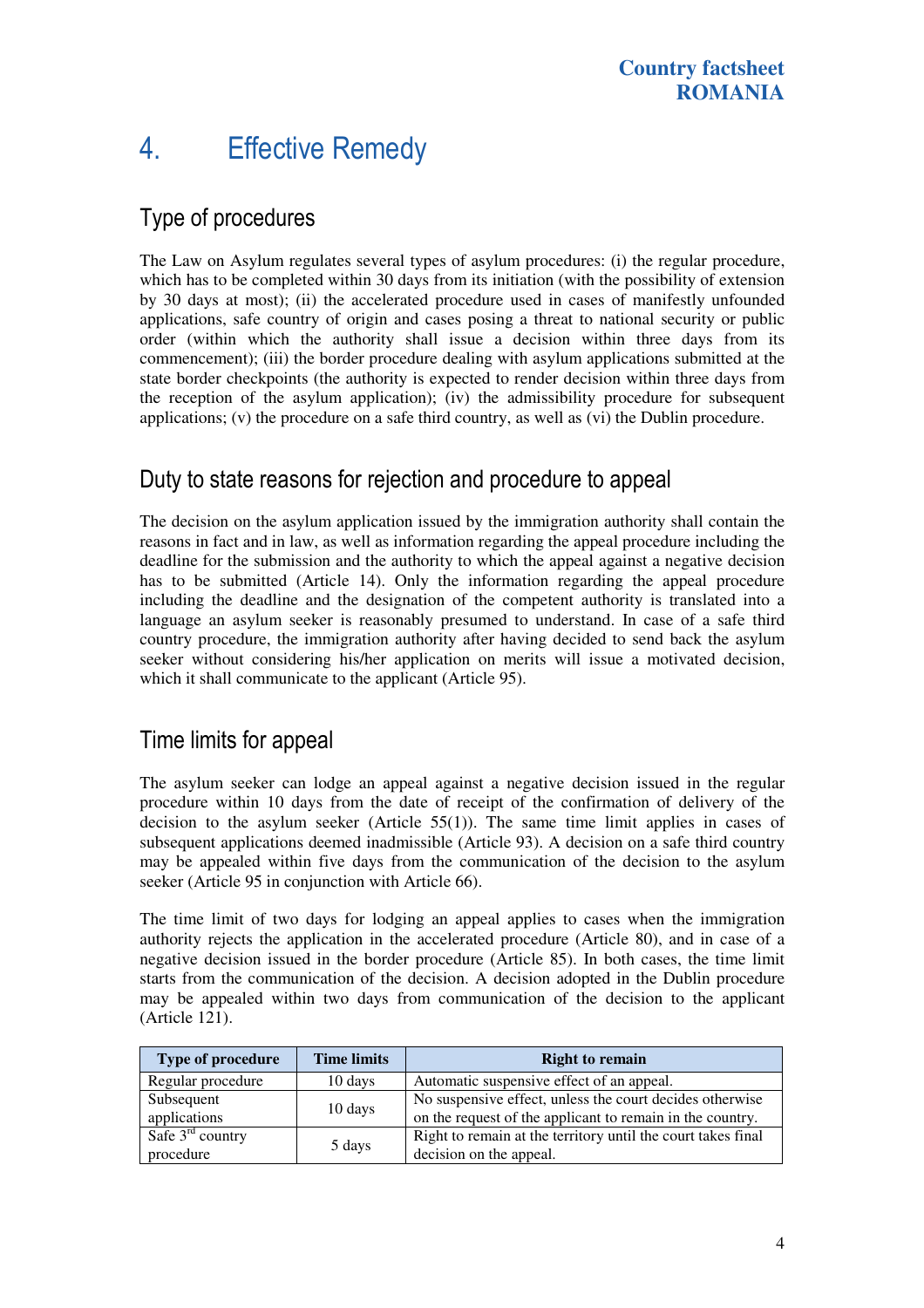# 4. Effective Remedy

## Type of procedures

The Law on Asylum regulates several types of asylum procedures: (i) the regular procedure, which has to be completed within 30 days from its initiation (with the possibility of extension by 30 days at most); (ii) the accelerated procedure used in cases of manifestly unfounded applications, safe country of origin and cases posing a threat to national security or public order (within which the authority shall issue a decision within three days from its commencement); (iii) the border procedure dealing with asylum applications submitted at the state border checkpoints (the authority is expected to render decision within three days from the reception of the asylum application); (iv) the admissibility procedure for subsequent applications; (v) the procedure on a safe third country, as well as (vi) the Dublin procedure.

## Duty to state reasons for rejection and procedure to appeal

The decision on the asylum application issued by the immigration authority shall contain the reasons in fact and in law, as well as information regarding the appeal procedure including the deadline for the submission and the authority to which the appeal against a negative decision has to be submitted (Article 14). Only the information regarding the appeal procedure including the deadline and the designation of the competent authority is translated into a language an asylum seeker is reasonably presumed to understand. In case of a safe third country procedure, the immigration authority after having decided to send back the asylum seeker without considering his/her application on merits will issue a motivated decision, which it shall communicate to the applicant (Article 95).

## Time limits for appeal

The asylum seeker can lodge an appeal against a negative decision issued in the regular procedure within 10 days from the date of receipt of the confirmation of delivery of the decision to the asylum seeker (Article 55(1)). The same time limit applies in cases of subsequent applications deemed inadmissible (Article 93). A decision on a safe third country may be appealed within five days from the communication of the decision to the asylum seeker (Article 95 in conjunction with Article 66).

The time limit of two days for lodging an appeal applies to cases when the immigration authority rejects the application in the accelerated procedure (Article 80), and in case of a negative decision issued in the border procedure (Article 85). In both cases, the time limit starts from the communication of the decision. A decision adopted in the Dublin procedure may be appealed within two days from communication of the decision to the applicant (Article 121).

| Type of procedure | Time limits | Right to remain |
|---|---|---|
| Regular procedure | 10 days | Automatic suspensive effect of an appeal. |
| Subsequent applications | 10 days | No suspensive effect, unless the court decides otherwise on the request of the applicant to remain in the country. |
| Safe 3rd country procedure | 5 days | Right to remain at the territory until the court takes final decision on the appeal. |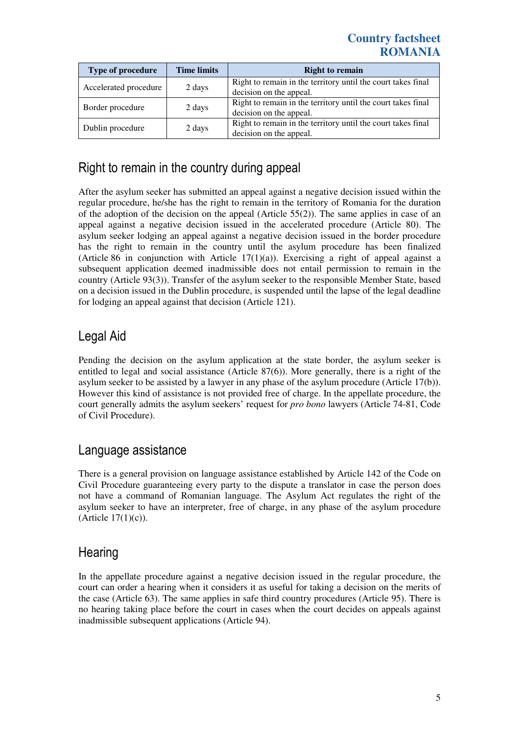| Type of procedure | Time limits | Right to remain |
|---|---|---|
| Accelerated procedure | 2 days | Right to remain in the territory until the court takes final decision on the appeal. |
| Border procedure | 2 days | Right to remain in the territory until the court takes final decision on the appeal. |
| Dublin procedure | 2 days | Right to remain in the territory until the court takes final decision on the appeal. |

## Right to remain in the country during appeal

After the asylum seeker has submitted an appeal against a negative decision issued within the regular procedure, he/she has the right to remain in the territory of Romania for the duration of the adoption of the decision on the appeal (Article 55(2)). The same applies in case of an appeal against a negative decision issued in the accelerated procedure (Article 80). The asylum seeker lodging an appeal against a negative decision issued in the border procedure has the right to remain in the country until the asylum procedure has been finalized (Article 86 in conjunction with Article 17(1)(a)). Exercising a right of appeal against a subsequent application deemed inadmissible does not entail permission to remain in the country (Article 93(3)). Transfer of the asylum seeker to the responsible Member State, based on a decision issued in the Dublin procedure, is suspended until the lapse of the legal deadline for lodging an appeal against that decision (Article 121).

## Legal Aid

Pending the decision on the asylum application at the state border, the asylum seeker is entitled to legal and social assistance (Article 87(6)). More generally, there is a right of the asylum seeker to be assisted by a lawyer in any phase of the asylum procedure (Article 17(b)). However this kind of assistance is not provided free of charge. In the appellate procedure, the court generally admits the asylum seekers' request for *pro bono* lawyers (Article 74-81, Code of Civil Procedure).

## Language assistance

There is a general provision on language assistance established by Article 142 of the Code on Civil Procedure guaranteeing every party to the dispute a translator in case the person does not have a command of Romanian language. The Asylum Act regulates the right of the asylum seeker to have an interpreter, free of charge, in any phase of the asylum procedure (Article 17(1)(c)).

## Hearing

In the appellate procedure against a negative decision issued in the regular procedure, the court can order a hearing when it considers it as useful for taking a decision on the merits of the case (Article 63). The same applies in safe third country procedures (Article 95). There is no hearing taking place before the court in cases when the court decides on appeals against inadmissible subsequent applications (Article 94).